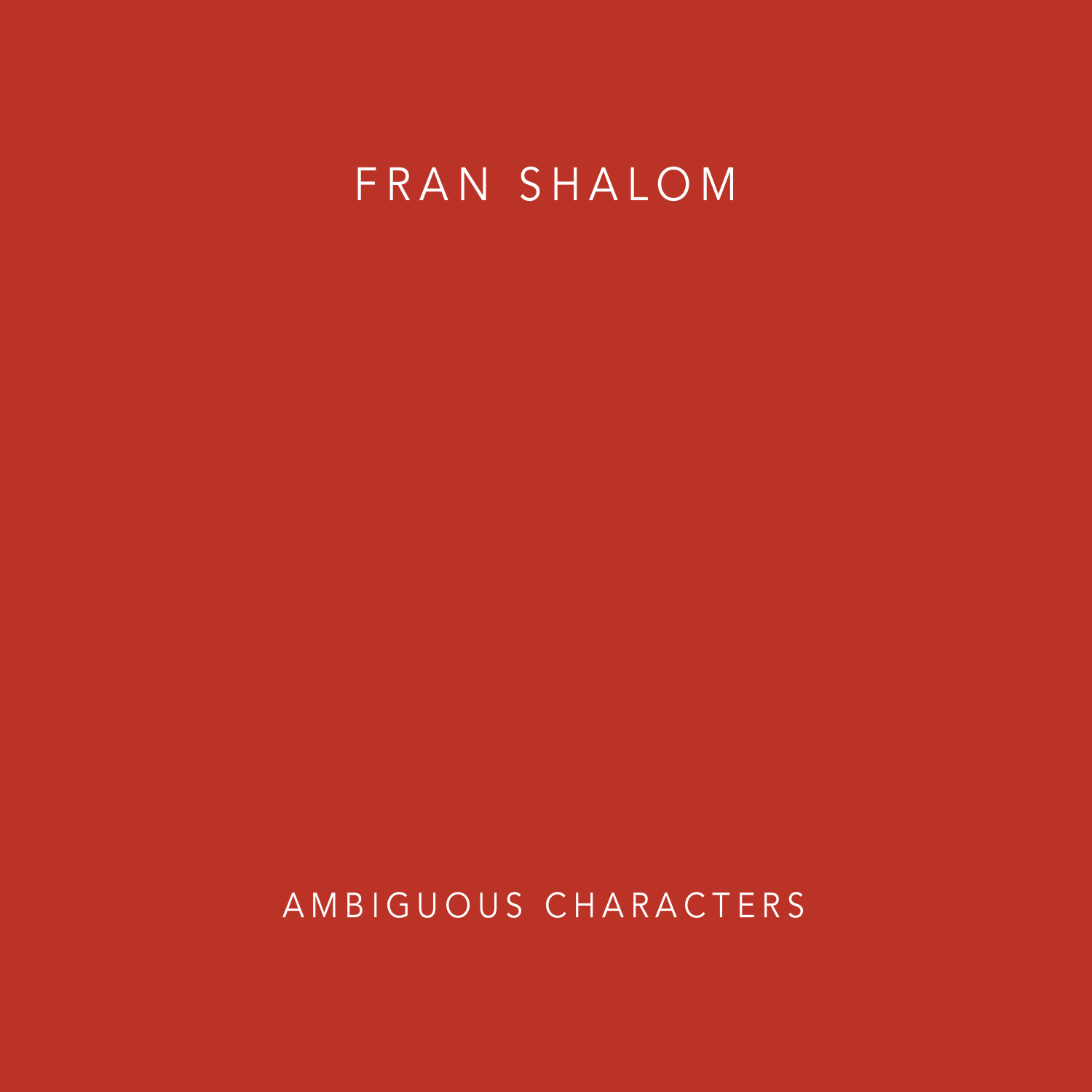# FRAN SHALOM

## AMBIGUOUS CHARACTERS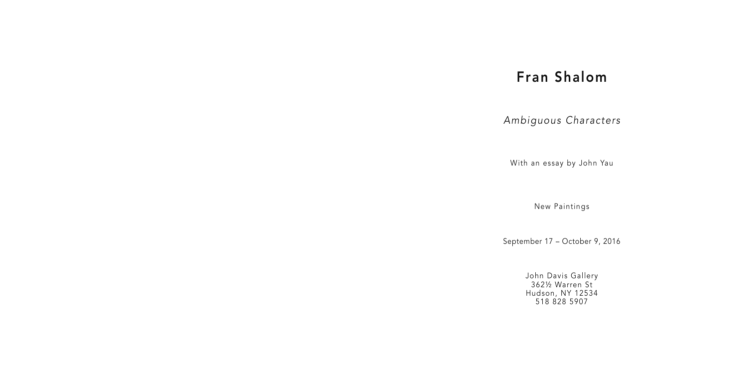# Fran Shalom

*Ambiguous Characters*

With an essay by John Yau

New Paintings

September 17 – October 9, 2016

John Davis Gallery
362½ Warren St
Hudson, NY 12534
518 828 5907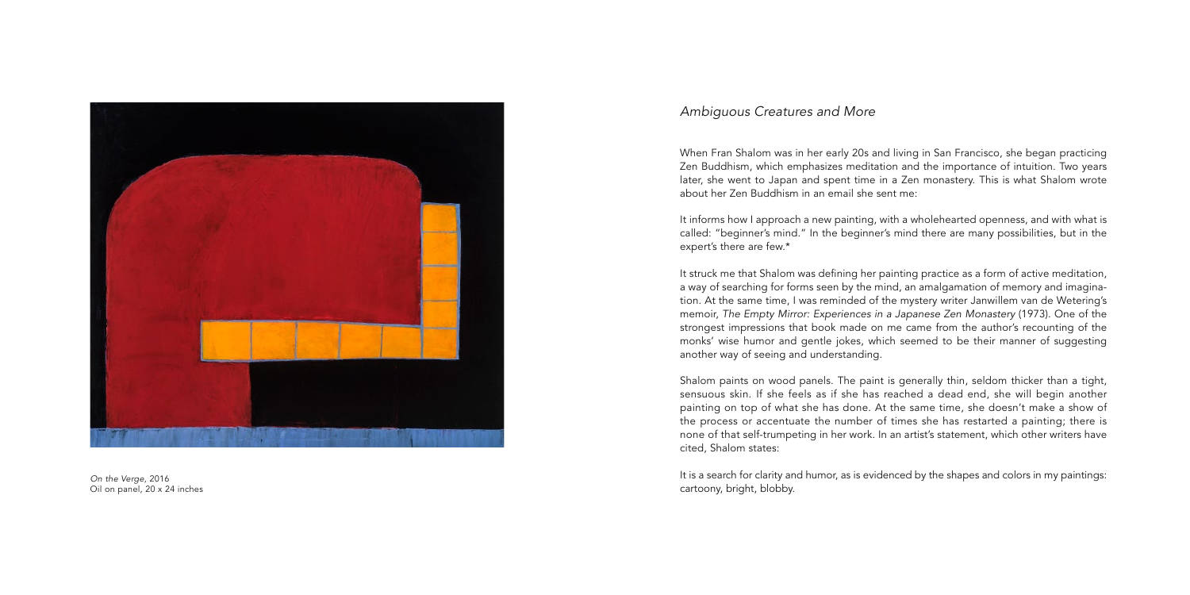*On the Verge*, 2016
Oil on panel, 20 x 24 inches

## *Ambiguous Creatures and More*

When Fran Shalom was in her early 20s and living in San Francisco, she began practicing Zen Buddhism, which emphasizes meditation and the importance of intuition. Two years later, she went to Japan and spent time in a Zen monastery. This is what Shalom wrote about her Zen Buddhism in an email she sent me:

It informs how I approach a new painting, with a wholehearted openness, and with what is called: "beginner's mind." In the beginner's mind there are many possibilities, but in the expert's there are few.*

It struck me that Shalom was defining her painting practice as a form of active meditation, a way of searching for forms seen by the mind, an amalgamation of memory and imagination. At the same time, I was reminded of the mystery writer Janwillem van de Wetering's memoir, *The Empty Mirror: Experiences in a Japanese Zen Monastery* (1973). One of the strongest impressions that book made on me came from the author's recounting of the monks' wise humor and gentle jokes, which seemed to be their manner of suggesting another way of seeing and understanding.

Shalom paints on wood panels. The paint is generally thin, seldom thicker than a tight, sensuous skin. If she feels as if she has reached a dead end, she will begin another painting on top of what she has done. At the same time, she doesn't make a show of the process or accentuate the number of times she has restarted a painting; there is none of that self-trumpeting in her work. In an artist's statement, which other writers have cited, Shalom states:

It is a search for clarity and humor, as is evidenced by the shapes and colors in my paintings: cartoony, bright, blobby.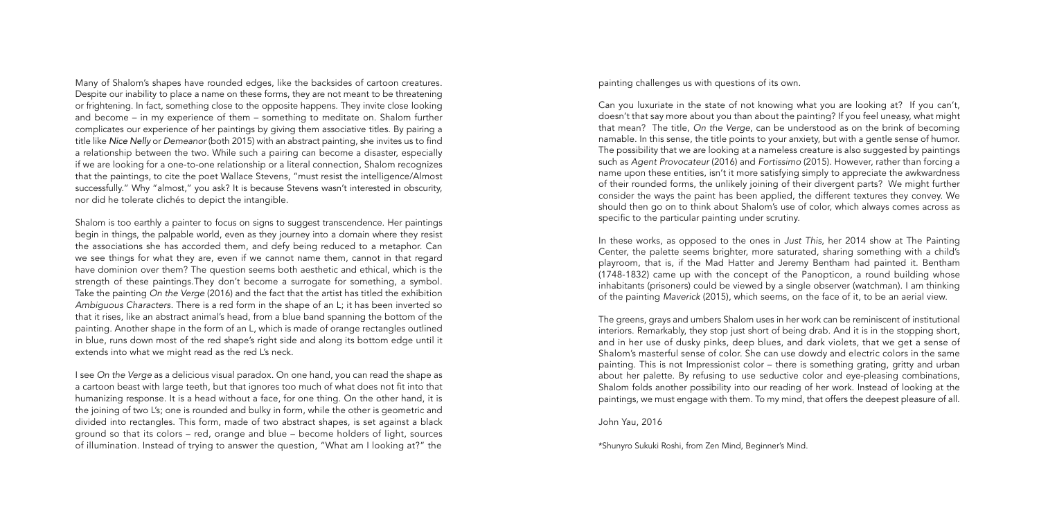Many of Shalom's shapes have rounded edges, like the backsides of cartoon creatures. Despite our inability to place a name on these forms, they are not meant to be threatening or frightening. In fact, something close to the opposite happens. They invite close looking and become – in my experience of them – something to meditate on. Shalom further complicates our experience of her paintings by giving them associative titles. By pairing a title like *Nice Nelly* or *Demeanor* (both 2015) with an abstract painting, she invites us to find a relationship between the two. While such a pairing can become a disaster, especially if we are looking for a one-to-one relationship or a literal connection, Shalom recognizes that the paintings, to cite the poet Wallace Stevens, "must resist the intelligence/Almost successfully." Why "almost," you ask? It is because Stevens wasn't interested in obscurity, nor did he tolerate clichés to depict the intangible.

Shalom is too earthly a painter to focus on signs to suggest transcendence. Her paintings begin in things, the palpable world, even as they journey into a domain where they resist the associations she has accorded them, and defy being reduced to a metaphor. Can we see things for what they are, even if we cannot name them, cannot in that regard have dominion over them? The question seems both aesthetic and ethical, which is the strength of these paintings.They don't become a surrogate for something, a symbol. Take the painting *On the Verge* (2016) and the fact that the artist has titled the exhibition *Ambiguous Characters*. There is a red form in the shape of an L; it has been inverted so that it rises, like an abstract animal's head, from a blue band spanning the bottom of the painting. Another shape in the form of an L, which is made of orange rectangles outlined in blue, runs down most of the red shape's right side and along its bottom edge until it extends into what we might read as the red L's neck.

I see *On the Verge* as a delicious visual paradox. On one hand, you can read the shape as a cartoon beast with large teeth, but that ignores too much of what does not fit into that humanizing response. It is a head without a face, for one thing. On the other hand, it is the joining of two L's; one is rounded and bulky in form, while the other is geometric and divided into rectangles. This form, made of two abstract shapes, is set against a black ground so that its colors – red, orange and blue – become holders of light, sources of illumination. Instead of trying to answer the question, "What am I looking at?" the painting challenges us with questions of its own.

Can you luxuriate in the state of not knowing what you are looking at? If you can't, doesn't that say more about you than about the painting? If you feel uneasy, what might that mean? The title, *On the Verge*, can be understood as on the brink of becoming namable. In this sense, the title points to your anxiety, but with a gentle sense of humor. The possibility that we are looking at a nameless creature is also suggested by paintings such as *Agent Provocateur* (2016) and *Fortissimo* (2015). However, rather than forcing a name upon these entities, isn't it more satisfying simply to appreciate the awkwardness of their rounded forms, the unlikely joining of their divergent parts? We might further consider the ways the paint has been applied, the different textures they convey. We should then go on to think about Shalom's use of color, which always comes across as specific to the particular painting under scrutiny.

In these works, as opposed to the ones in *Just This*, her 2014 show at The Painting Center, the palette seems brighter, more saturated, sharing something with a child's playroom, that is, if the Mad Hatter and Jeremy Bentham had painted it. Bentham (1748-1832) came up with the concept of the Panopticon, a round building whose inhabitants (prisoners) could be viewed by a single observer (watchman). I am thinking of the painting *Maverick* (2015), which seems, on the face of it, to be an aerial view.

The greens, grays and umbers Shalom uses in her work can be reminiscent of institutional interiors. Remarkably, they stop just short of being drab. And it is in the stopping short, and in her use of dusky pinks, deep blues, and dark violets, that we get a sense of Shalom's masterful sense of color. She can use dowdy and electric colors in the same painting. This is not Impressionist color – there is something grating, gritty and urban about her palette. By refusing to use seductive color and eye-pleasing combinations, Shalom folds another possibility into our reading of her work. Instead of looking at the paintings, we must engage with them. To my mind, that offers the deepest pleasure of all.

John Yau, 2016

*Shunyro Sukuki Roshi, from Zen Mind, Beginner's Mind.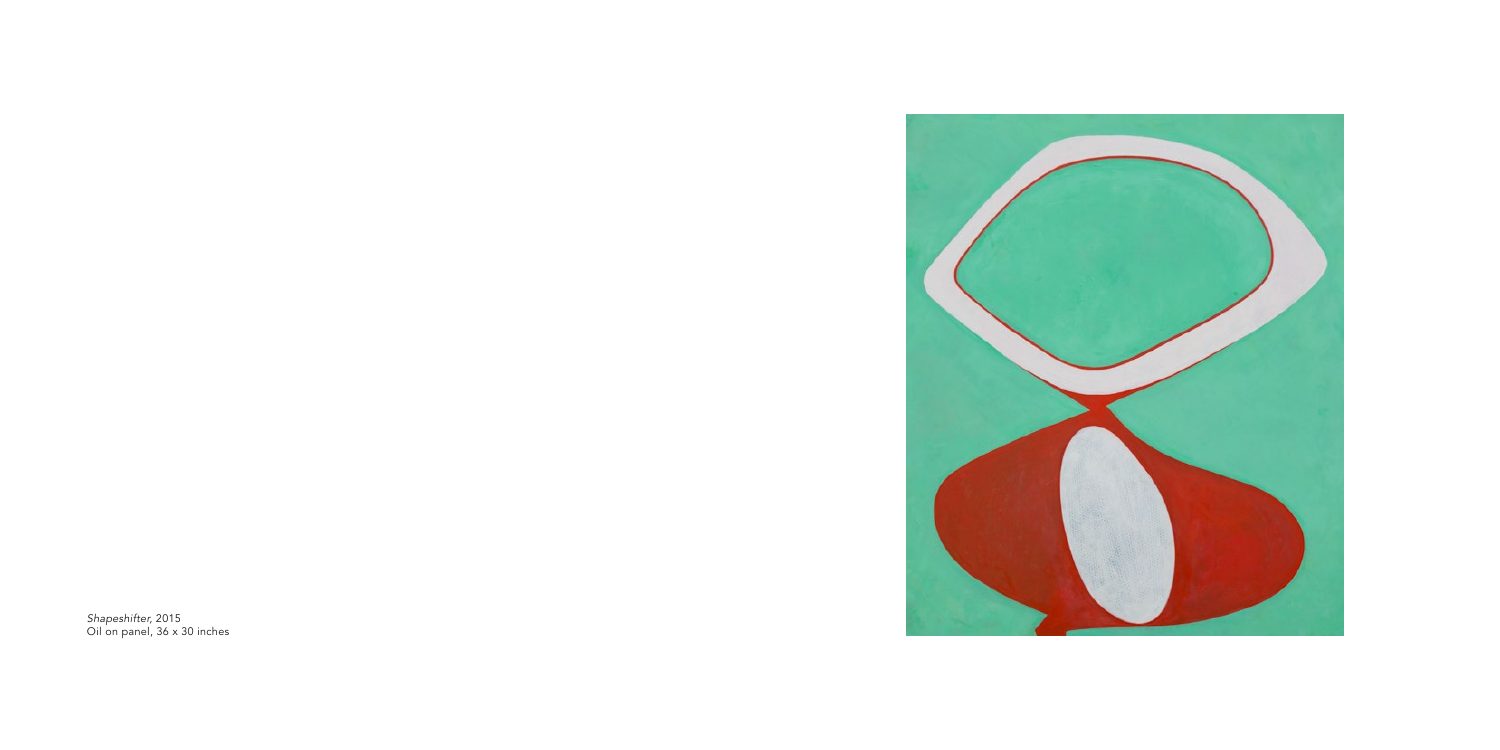*Shapeshifter*, 2015
Oil on panel, 36 x 30 inches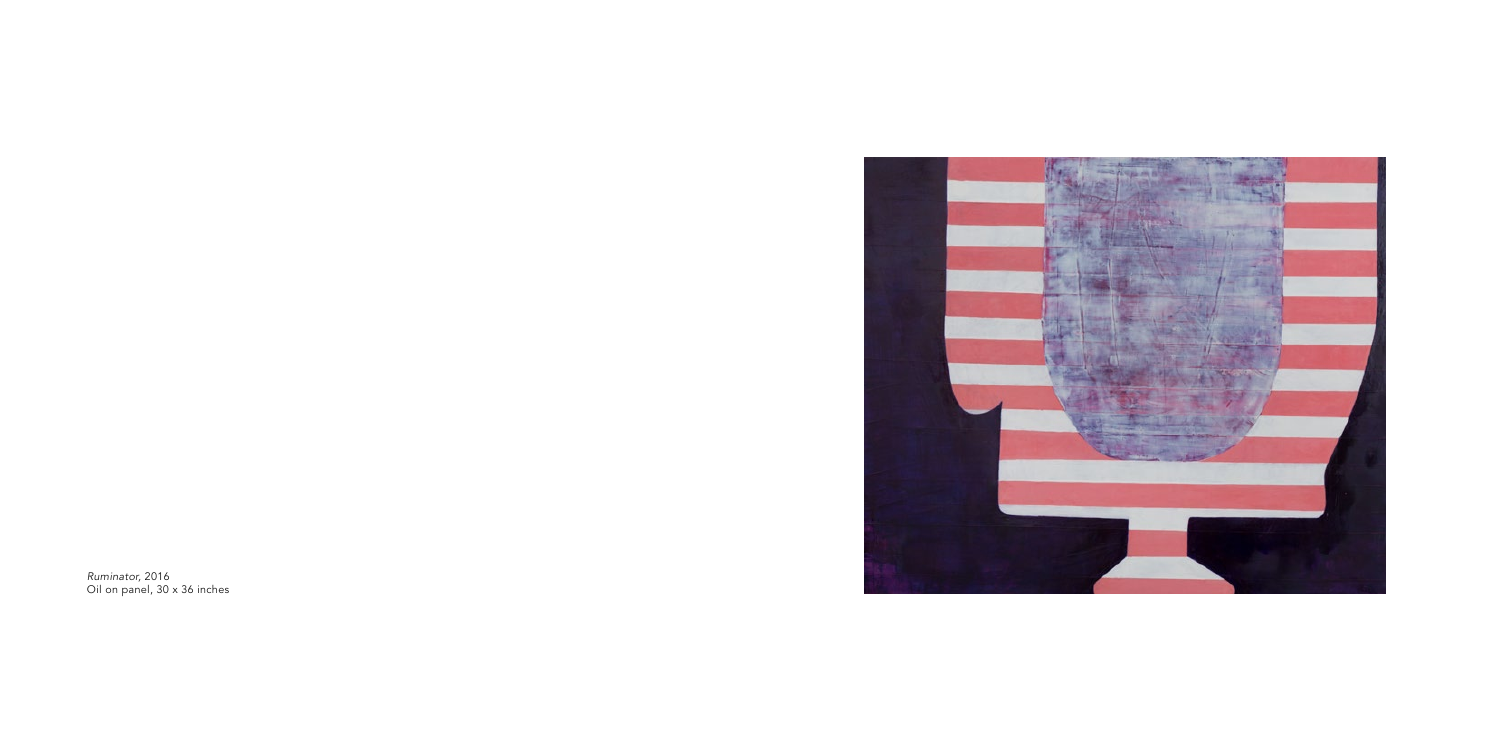*Ruminator*, 2016
Oil on panel, 30 x 36 inches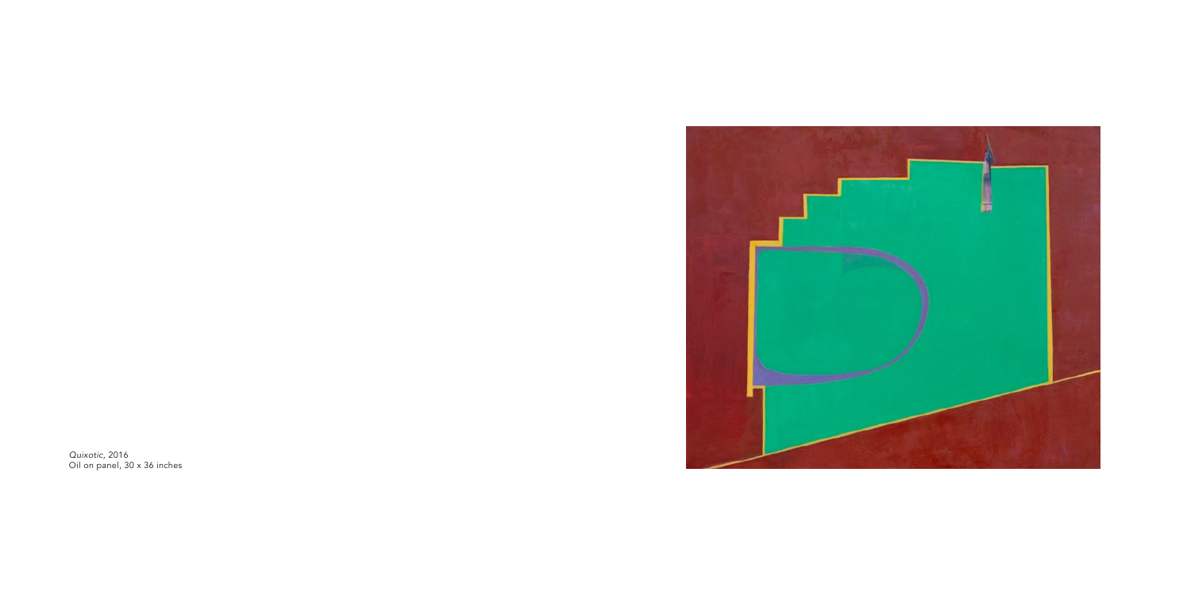*Quixotic*, 2016
Oil on panel, 30 x 36 inches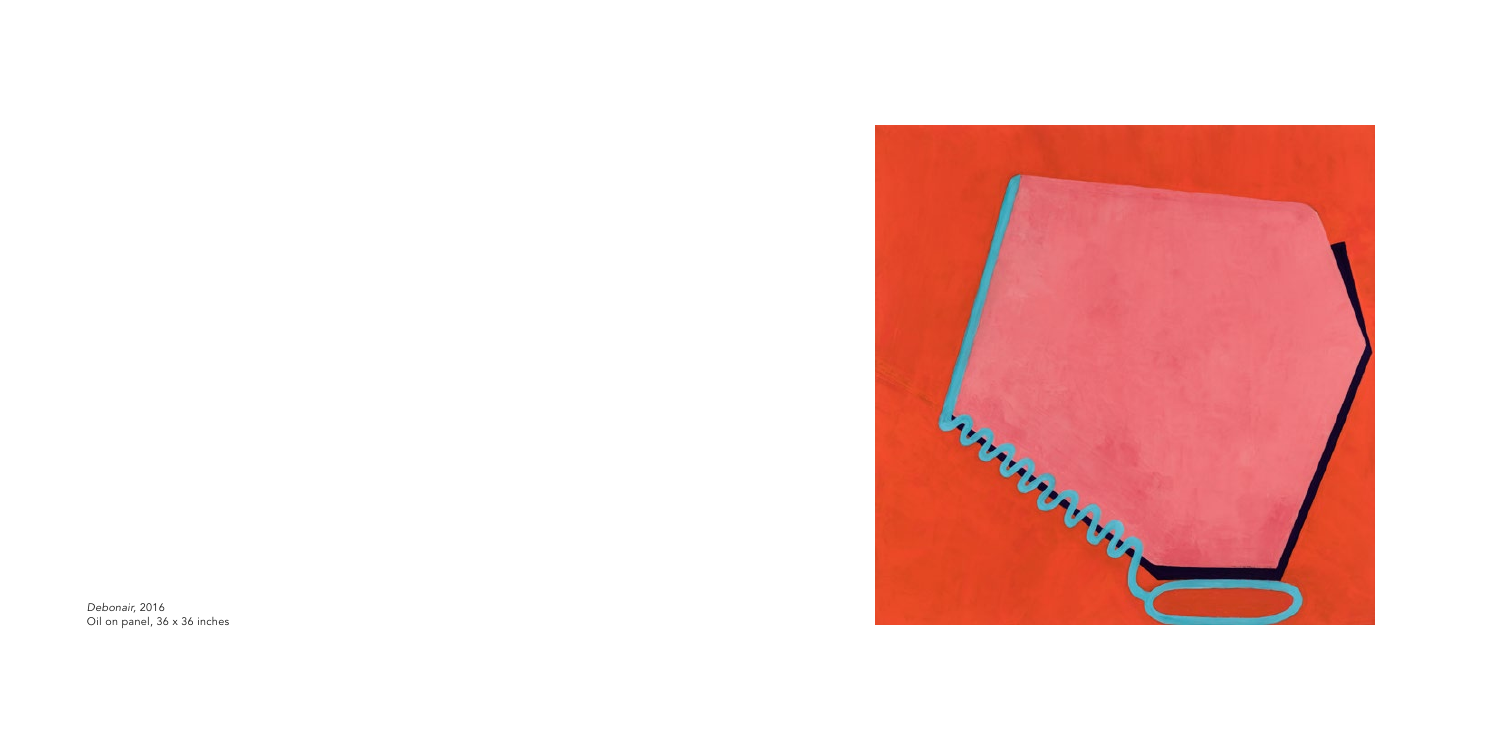*Debonair*, 2016
Oil on panel, 36 x 36 inches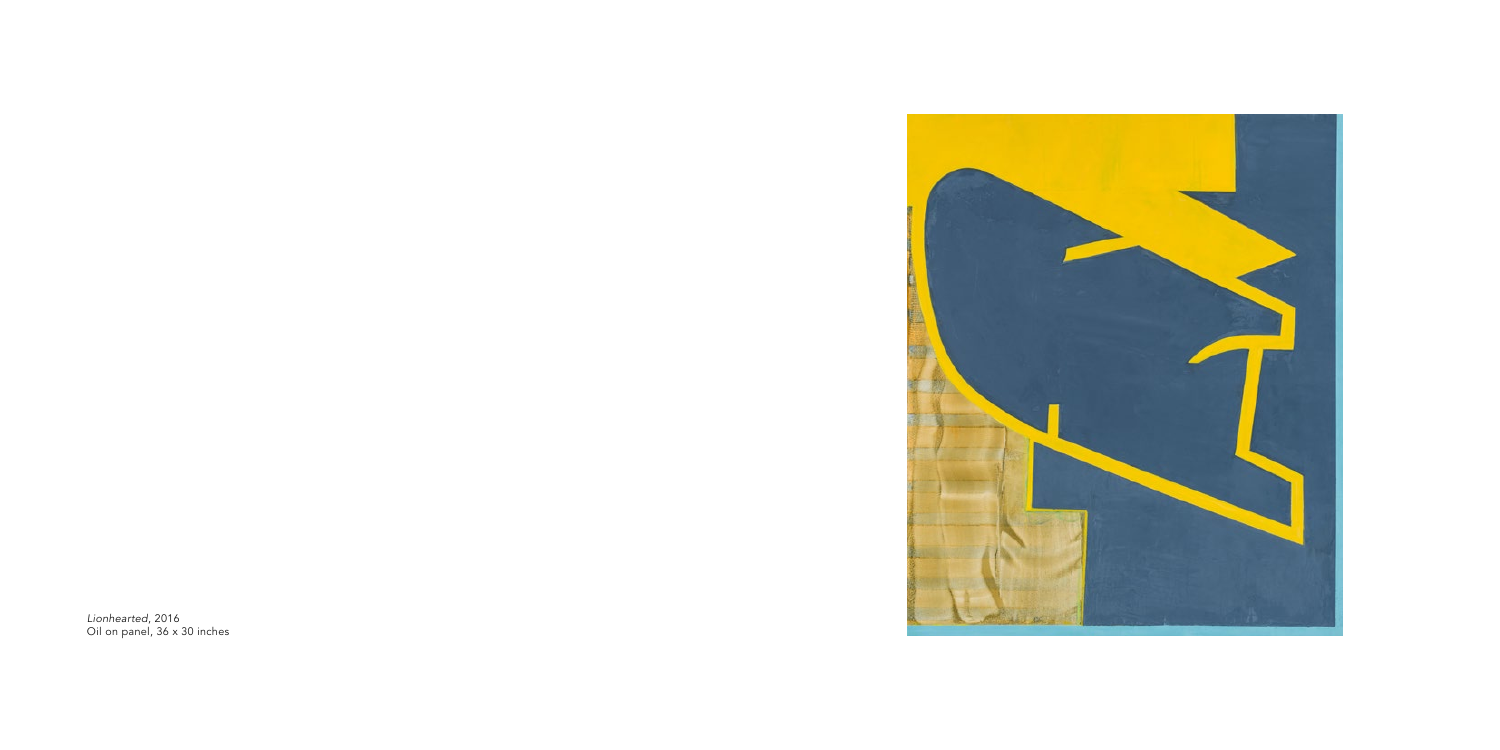*Lionhearted*, 2016
Oil on panel, 36 x 30 inches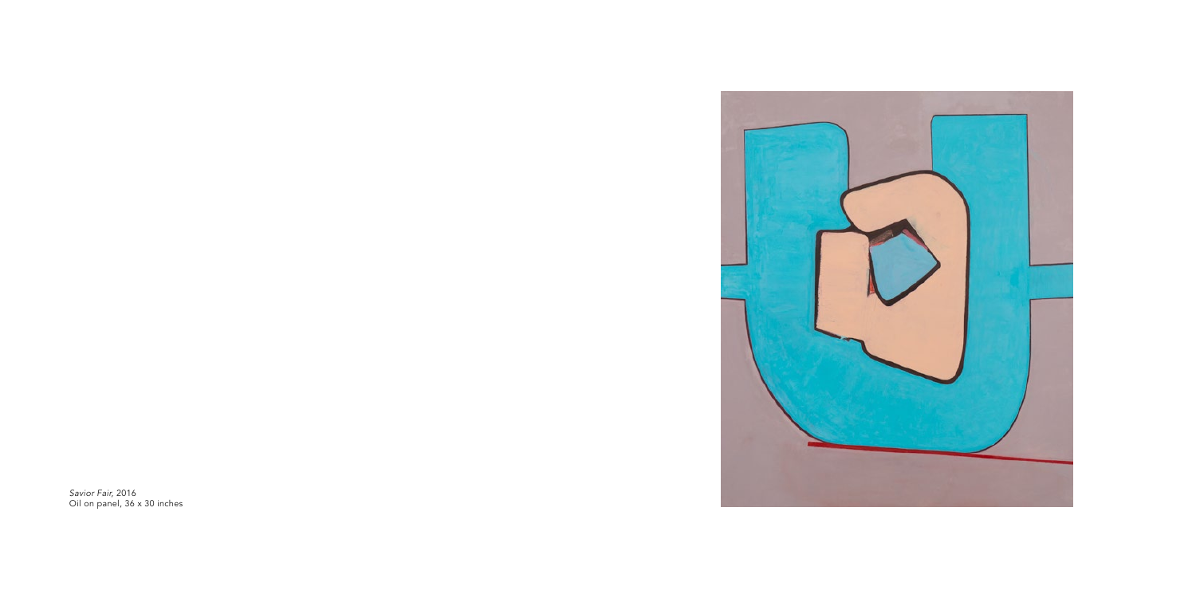*Savior Fair*, 2016
Oil on panel, 36 x 30 inches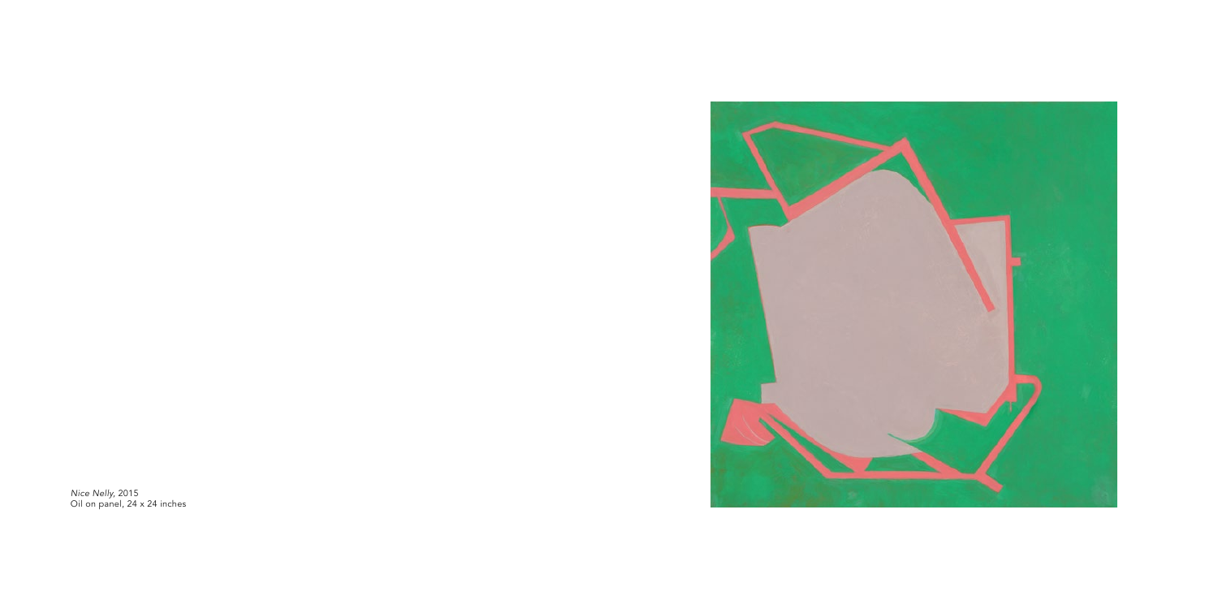*Nice Nelly*, 2015
Oil on panel, 24 x 24 inches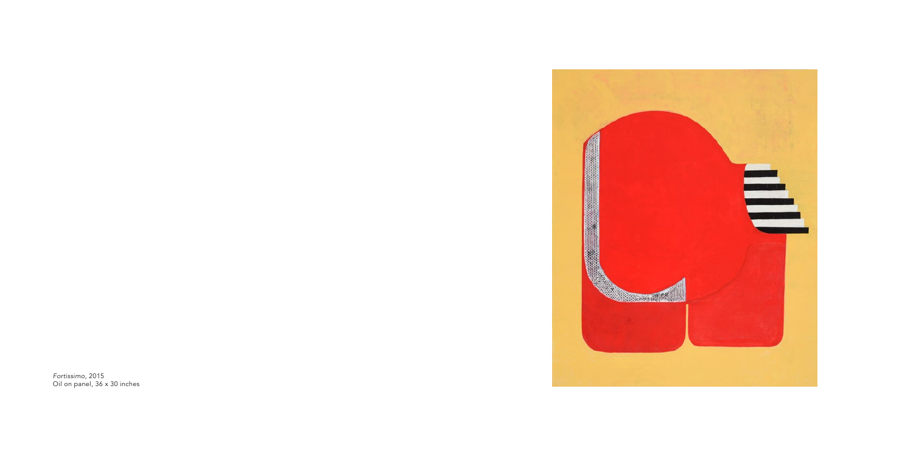*Fortissimo*, 2015
Oil on panel, 36 x 30 inches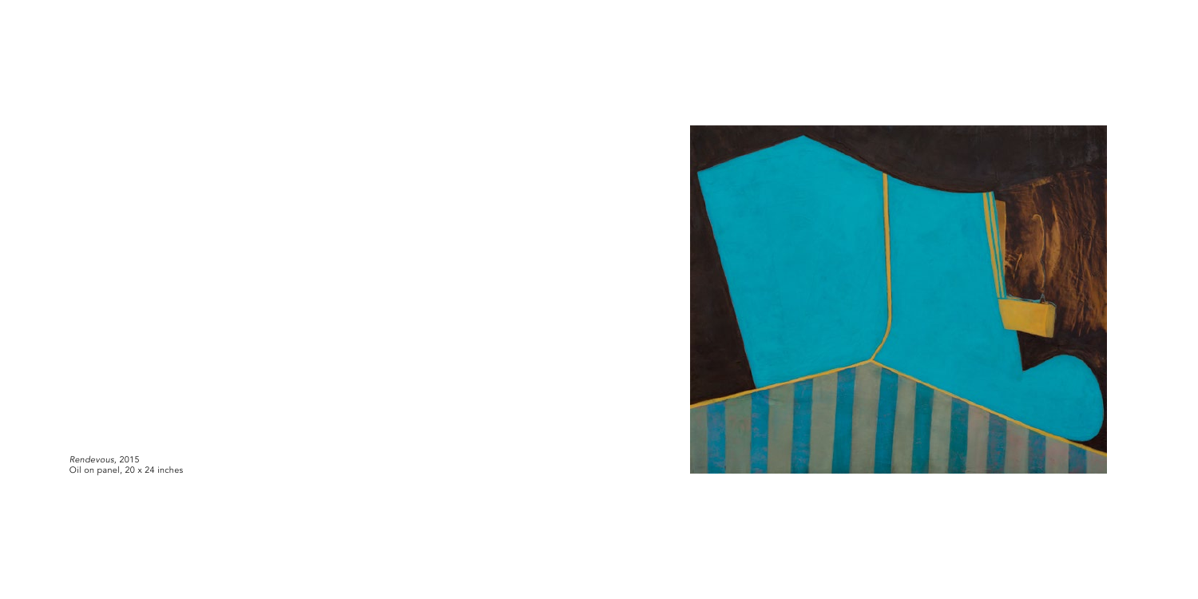*Rendevous*, 2015
Oil on panel, 20 x 24 inches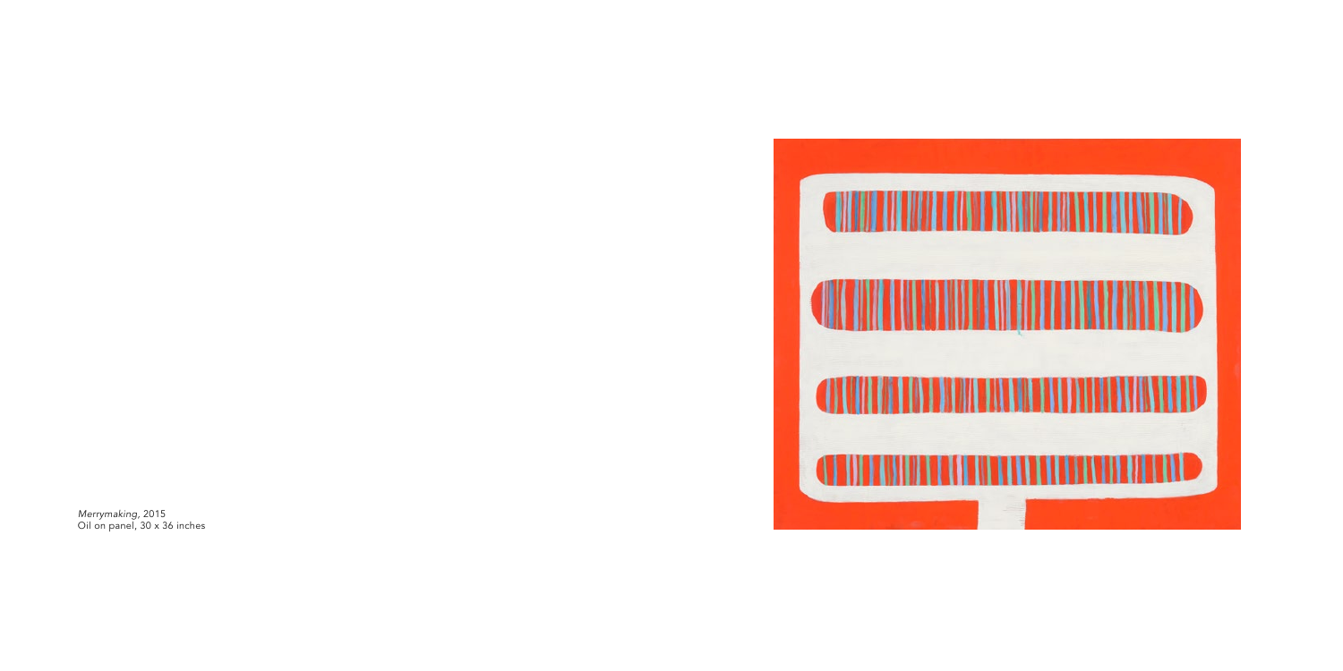*Merrymaking*, 2015
Oil on panel, 30 x 36 inches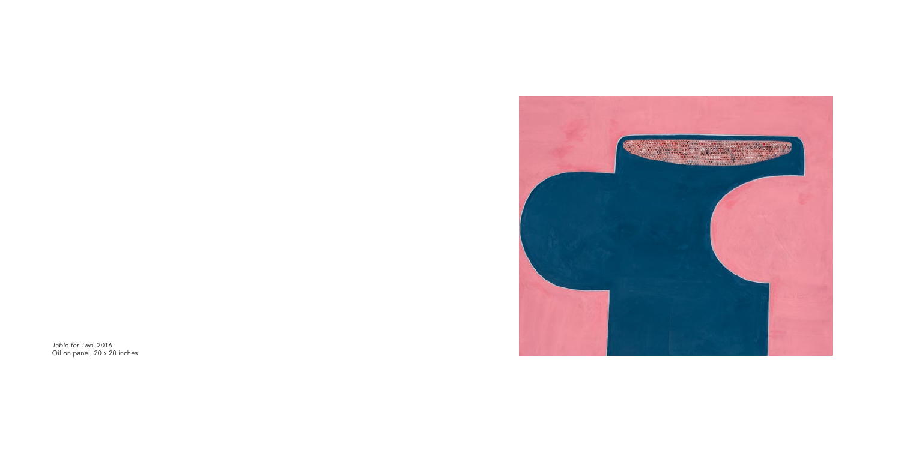*Table for Two*, 2016
Oil on panel, 20 x 20 inches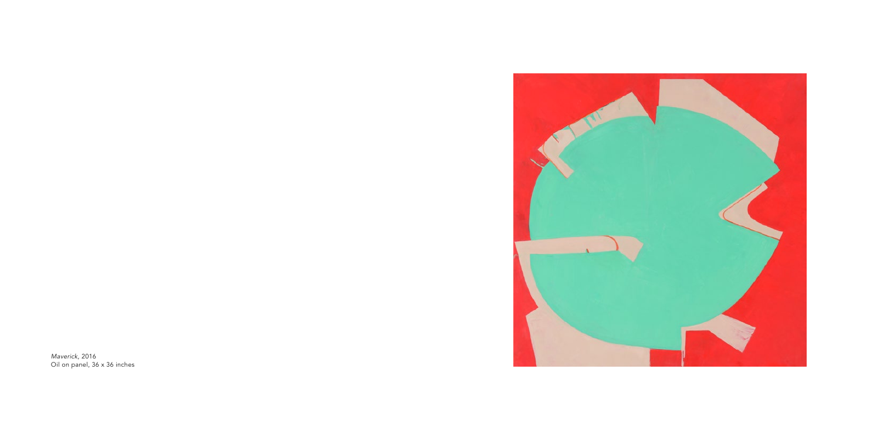*Maverick*, 2016
Oil on panel, 36 x 36 inches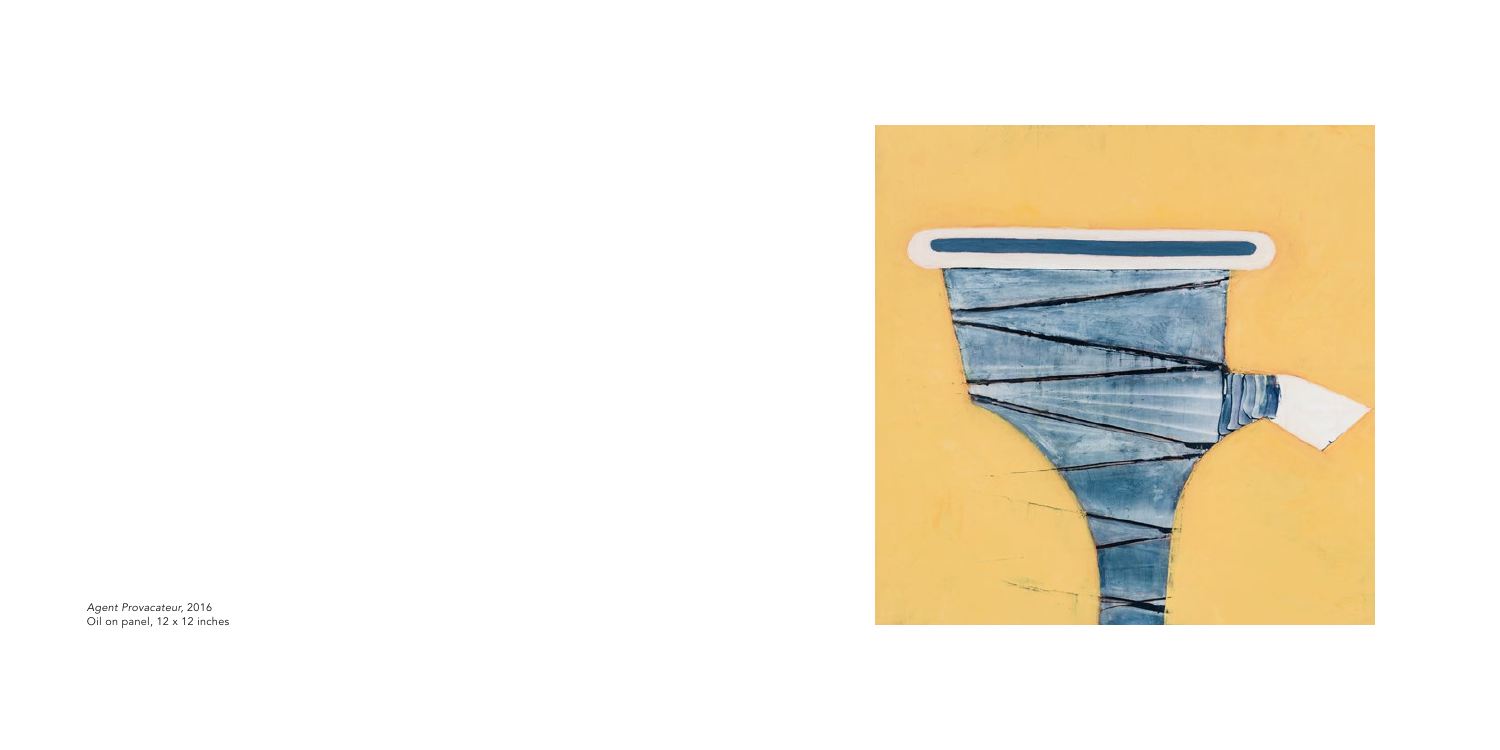*Agent Provacateur*, 2016
Oil on panel, 12 x 12 inches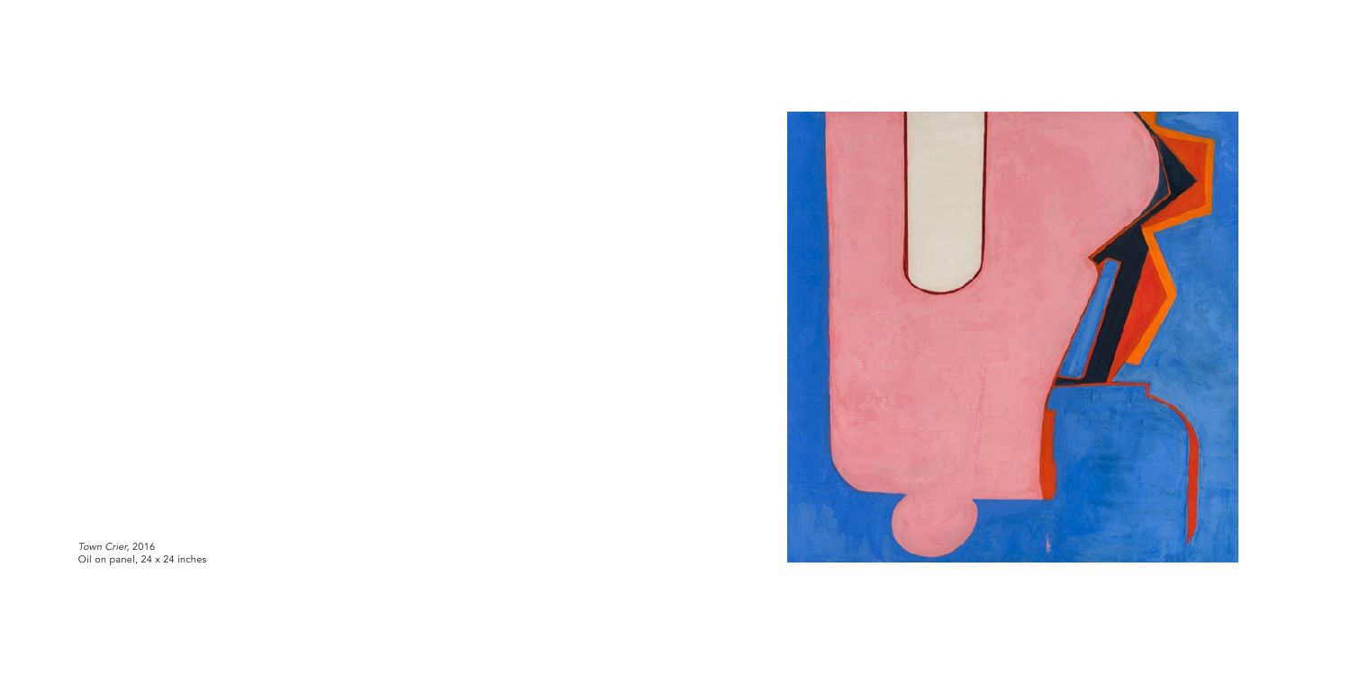*Town Crier*, 2016
Oil on panel, 24 x 24 inches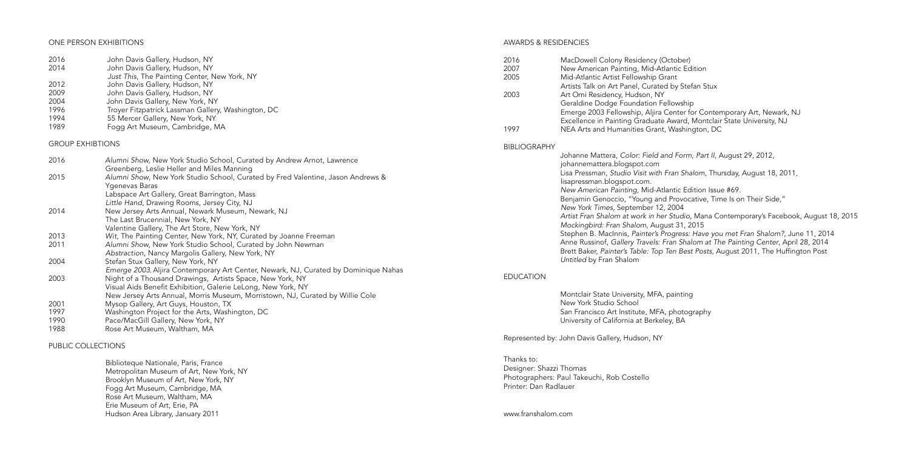## ONE PERSON EXHIBITIONS

| | |
|---|---|
| 2016 | John Davis Gallery, Hudson, NY |
| 2014 | John Davis Gallery, Hudson, NY |
| | *Just This*, The Painting Center, New York, NY |
| 2012 | John Davis Gallery, Hudson, NY |
| 2009 | John Davis Gallery, Hudson, NY |
| 2004 | John Davis Gallery, New York, NY |
| 1996 | Troyer Fitzpatrick Lassman Gallery, Washington, DC |
| 1994 | 55 Mercer Gallery, New York, NY |
| 1989 | Fogg Art Museum, Cambridge, MA |

## GROUP EXHIBTIONS

| | |
|---|---|
| 2016 | *Alumni Show*, New York Studio School, Curated by Andrew Arnot, Lawrence Greenberg, Leslie Heller and Miles Manning |
| 2015 | *Alumni Show*, New York Studio School, Curated by Fred Valentine, Jason Andrews & Ygenevas Baras |
| | Labspace Art Gallery, Great Barrington, Mass |
| | *Little Hand*, Drawing Rooms, Jersey City, NJ |
| 2014 | New Jersey Arts Annual, Newark Museum, Newark, NJ |
| | The Last Brucennial, New York, NY |
| | Valentine Gallery, The Art Store, New York, NY |
| 2013 | *Wit*, The Painting Center, New York, NY, Curated by Joanne Freeman |
| 2011 | *Alumni Show*, New York Studio School, Curated by John Newman |
| | *Abstraction*, Nancy Margolis Gallery, New York, NY |
| 2004 | Stefan Stux Gallery, New York, NY |
| | *Emerge 2003*, Aljira Contemporary Art Center, Newark, NJ, Curated by Dominique Nahas |
| 2003 | Night of a Thousand Drawings, Artists Space, New York, NY |
| | Visual Aids Benefit Exhibition, Galerie LeLong, New York, NY |
| | New Jersey Arts Annual, Morris Museum, Morristown, NJ, Curated by Willie Cole |
| 2001 | Mysop Gallery, Art Guys, Houston, TX |
| 1997 | Washington Project for the Arts, Washington, DC |
| 1990 | Pace/MacGill Gallery, New York, NY |
| 1988 | Rose Art Museum, Waltham, MA |

## PUBLIC COLLECTIONS

Biblioteque Nationale, Paris, France
Metropolitan Museum of Art, New York, NY
Brooklyn Museum of Art, New York, NY
Fogg Art Museum, Cambridge, MA
Rose Art Museum, Waltham, MA
Erie Museum of Art, Erie, PA
Hudson Area Library, January 2011

## AWARDS & RESIDENCIES

| | |
|---|---|
| 2016 | MacDowell Colony Residency (October) |
| 2007 | New American Painting, Mid-Atlantic Edition |
| 2005 | Mid-Atlantic Artist Fellowship Grant |
| | Artists Talk on Art Panel, Curated by Stefan Stux |
| 2003 | Art Omi Residency, Hudson, NY |
| | Geraldine Dodge Foundation Fellowship |
| | Emerge 2003 Fellowship, Aljira Center for Contemporary Art, Newark, NJ |
| | Excellence in Painting Graduate Award, Montclair State University, NJ |
| 1997 | NEA Arts and Humanities Grant, Washington, DC |

## BIBLIOGRAPHY

Johanne Mattera, *Color: Field and Form, Part II*, August 29, 2012, johannemattera.blogspot.com
Lisa Pressman, *Studio Visit with Fran Shalom*, Thursday, August 18, 2011, lisapressman.blogspot.com.
*New American Painting*, Mid-Atlantic Edition Issue #69.
Benjamin Genoccio, "Young and Provocative, Time Is on Their Side," *New York Times*, September 12, 2004
*Artist Fran Shalom at work in her Studio*, Mana Contemporary's Facebook, August 18, 2015
*Mockingbird: Fran Shalom*, August 31, 2015
Stephen B. MacInnis, *Painter's Progress: Have you met Fran Shalom?*, June 11, 2014
Anne Russinof, *Gallery Travels: Fran Shalom at The Painting Center*, April 28, 2014
Brett Baker, *Painter's Table: Top Ten Best Posts*, August 2011, The Huffington Post
*Untitled* by Fran Shalom

## EDUCATION

Montclair State University, MFA, painting
New York Studio School
San Francisco Art Institute, MFA, photography
University of California at Berkeley, BA

Represented by: John Davis Gallery, Hudson, NY

Thanks to:
Designer: Shazzi Thomas
Photographers: Paul Takeuchi, Rob Costello
Printer: Dan Radlauer

www.franshalom.com